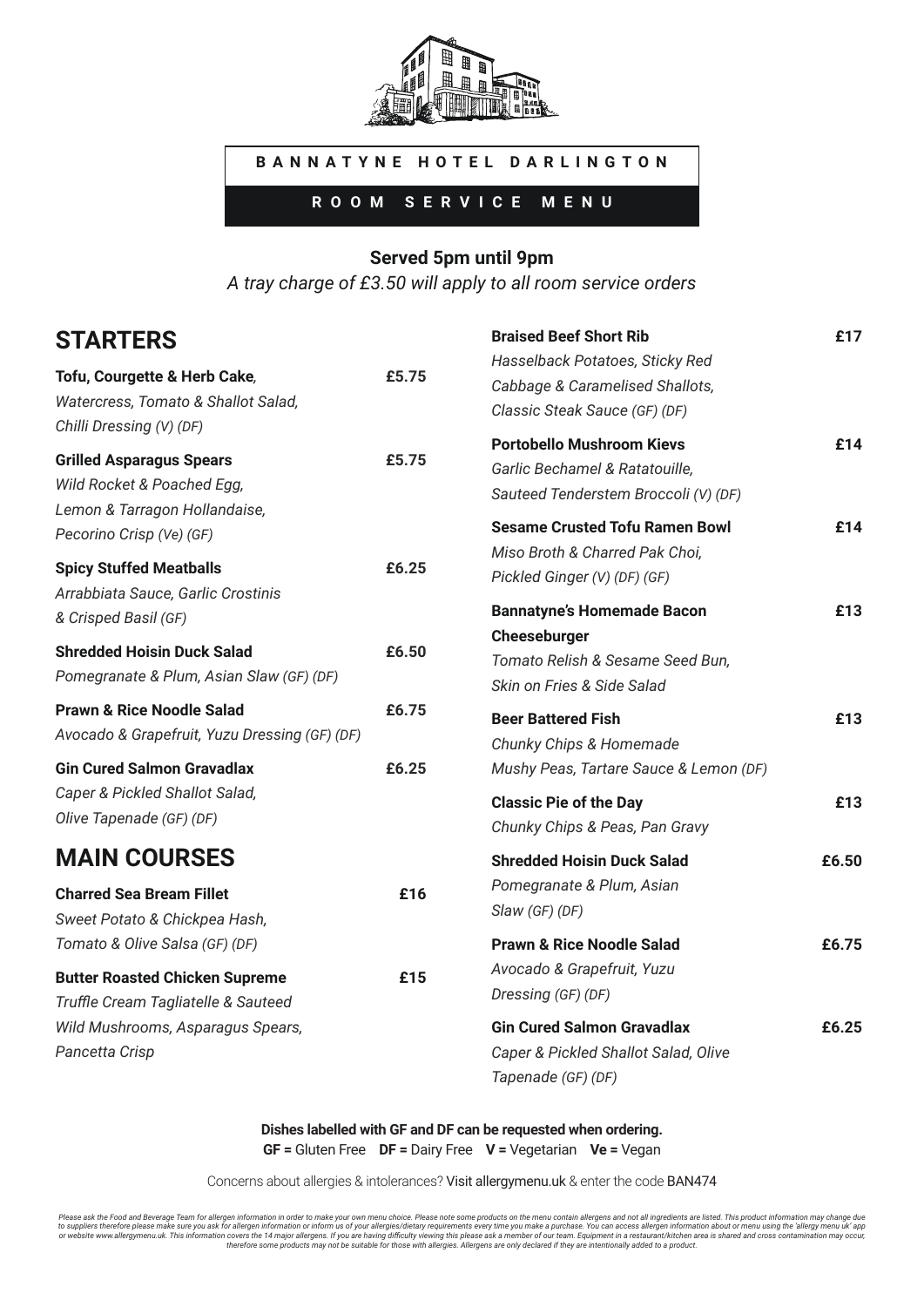# BANNATYNE HOTEL DARLINGTON

## ROOM SERVICE MENU

**Served 5pm until 9pm**

*A tray charge of £3.50 will apply to all room service orders*

## STARTERS

**Tofu, Courgette & Herb Cake**, **£5.75**
*Watercress, Tomato & Shallot Salad, Chilli Dressing (V) (DF)*

**Grilled Asparagus Spears** **£5.75**
*Wild Rocket & Poached Egg, Lemon & Tarragon Hollandaise, Pecorino Crisp (Ve) (GF)*

**Spicy Stuffed Meatballs** **£6.25**
*Arrabbiata Sauce, Garlic Crostinis & Crisped Basil (GF)*

**Shredded Hoisin Duck Salad** **£6.50**
*Pomegranate & Plum, Asian Slaw (GF) (DF)*

**Prawn & Rice Noodle Salad** **£6.75**
*Avocado & Grapefruit, Yuzu Dressing (GF) (DF)*

**Gin Cured Salmon Gravadlax** **£6.25**
*Caper & Pickled Shallot Salad, Olive Tapenade (GF) (DF)*

## MAIN COURSES

**Charred Sea Bream Fillet** **£16**
*Sweet Potato & Chickpea Hash, Tomato & Olive Salsa (GF) (DF)*

**Butter Roasted Chicken Supreme** **£15**
*Truffle Cream Tagliatelle & Sauteed Wild Mushrooms, Asparagus Spears, Pancetta Crisp*

**Braised Beef Short Rib** **£17**
*Hasselback Potatoes, Sticky Red Cabbage & Caramelised Shallots, Classic Steak Sauce (GF) (DF)*

**Portobello Mushroom Kievs** **£14**
*Garlic Bechamel & Ratatouille, Sauteed Tenderstem Broccoli (V) (DF)*

**Sesame Crusted Tofu Ramen Bowl** **£14**
*Miso Broth & Charred Pak Choi, Pickled Ginger (V) (DF) (GF)*

**Bannatyne's Homemade Bacon Cheeseburger** **£13**
*Tomato Relish & Sesame Seed Bun, Skin on Fries & Side Salad*

**Beer Battered Fish** **£13**
*Chunky Chips & Homemade Mushy Peas, Tartare Sauce & Lemon (DF)*

**Classic Pie of the Day** **£13**
*Chunky Chips & Peas, Pan Gravy*

**Shredded Hoisin Duck Salad** **£6.50**
*Pomegranate & Plum, Asian Slaw (GF) (DF)*

**Prawn & Rice Noodle Salad** **£6.75**
*Avocado & Grapefruit, Yuzu Dressing (GF) (DF)*

**Gin Cured Salmon Gravadlax** **£6.25**
*Caper & Pickled Shallot Salad, Olive Tapenade (GF) (DF)*

**Dishes labelled with GF and DF can be requested when ordering.**

**GF =** Gluten Free **DF =** Dairy Free **V =** Vegetarian **Ve =** Vegan

Concerns about allergies & intolerances? Visit allergymenu.uk & enter the code BAN474

*Please ask the Food and Beverage Team for allergen information in order to make your own menu choice. Please note some products on the menu contain allergens and not all ingredients are listed. This product information may change due to suppliers therefore please make sure you ask for allergen information or inform us of your allergies/dietary requirements every time you make a purchase. You can access allergen information about or menu using the 'allergy menu uk' app or website www.allergymenu.uk. This information covers the 14 major allergens. If you are having difficulty viewing this please ask a member of our team. Equipment in a restaurant/kitchen area is shared and cross contamination may occur, therefore some products may not be suitable for those with allergies. Allergens are only declared if they are intentionally added to a product.*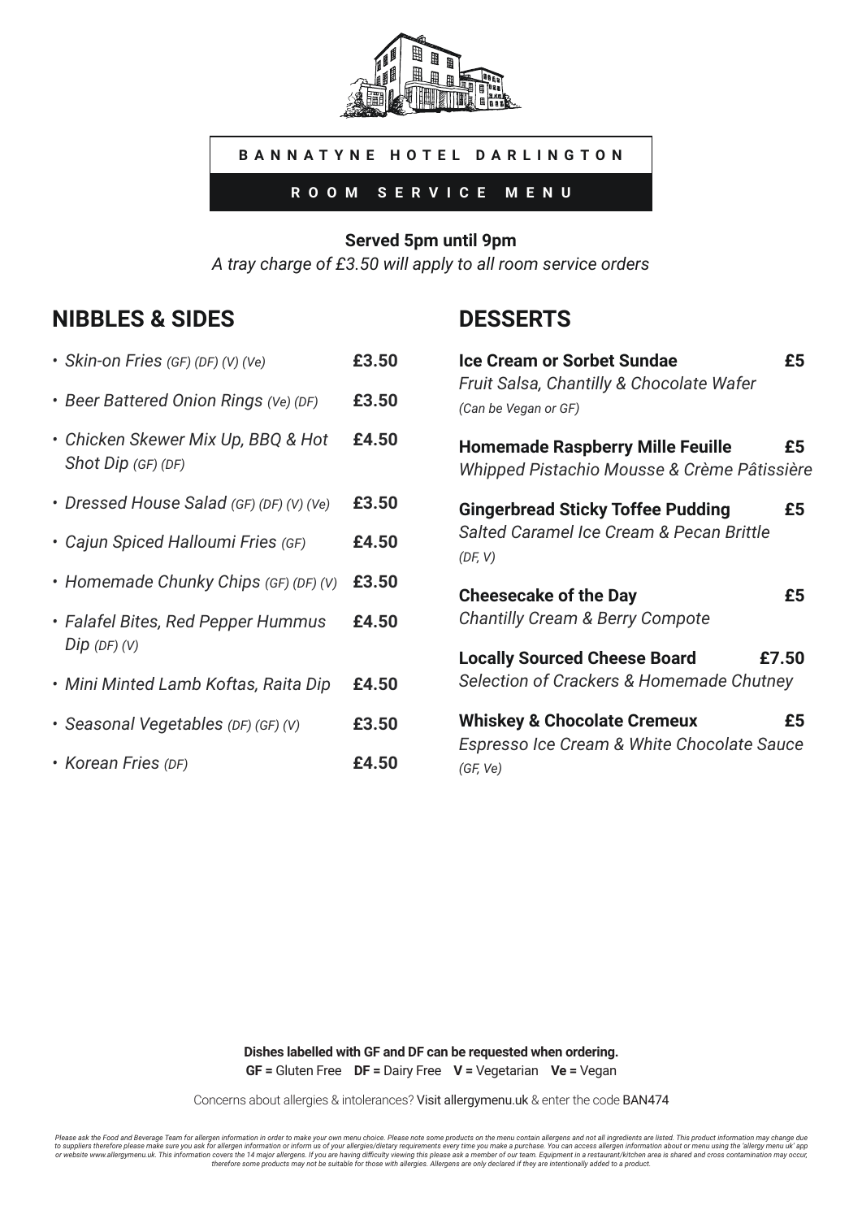BANNATYNE HOTEL DARLINGTON

ROOM SERVICE MENU

**Served 5pm until 9pm**

*A tray charge of £3.50 will apply to all room service orders*

## NIBBLES & SIDES

- *Skin-on Fries (GF) (DF) (V) (Ve)* **£3.50**
- *Beer Battered Onion Rings (Ve) (DF)* **£3.50**
- *Chicken Skewer Mix Up, BBQ & Hot Shot Dip (GF) (DF)* **£4.50**
- *Dressed House Salad (GF) (DF) (V) (Ve)* **£3.50**
- *Cajun Spiced Halloumi Fries (GF)* **£4.50**
- *Homemade Chunky Chips (GF) (DF) (V)* **£3.50**
- *Falafel Bites, Red Pepper Hummus Dip (DF) (V)* **£4.50**
- *Mini Minted Lamb Koftas, Raita Dip* **£4.50**
- *Seasonal Vegetables (DF) (GF) (V)* **£3.50**
- *Korean Fries (DF)* **£4.50**

## DESSERTS

**Ice Cream or Sorbet Sundae** **£5**
*Fruit Salsa, Chantilly & Chocolate Wafer*
*(Can be Vegan or GF)*

**Homemade Raspberry Mille Feuille** **£5**
*Whipped Pistachio Mousse & Crème Pâtissière*

**Gingerbread Sticky Toffee Pudding** **£5**
*Salted Caramel Ice Cream & Pecan Brittle*
*(DF, V)*

**Cheesecake of the Day** **£5**
*Chantilly Cream & Berry Compote*

**Locally Sourced Cheese Board** **£7.50**
*Selection of Crackers & Homemade Chutney*

**Whiskey & Chocolate Cremeux** **£5**
*Espresso Ice Cream & White Chocolate Sauce*
*(GF, Ve)*

**Dishes labelled with GF and DF can be requested when ordering.**
**GF =** Gluten Free **DF =** Dairy Free **V =** Vegetarian **Ve =** Vegan

Concerns about allergies & intolerances? Visit allergymenu.uk & enter the code BAN474

*Please ask the Food and Beverage Team for allergen information in order to make your own menu choice. Please note some products on the menu contain allergens and not all ingredients are listed. This product information may change due to suppliers therefore please make sure you ask for allergen information or inform us of your allergies/dietary requirements every time you make a purchase. You can access allergen information about or menu using the 'allergy menu uk' app or website www.allergymenu.uk. This information covers the 14 major allergens. If you are having difficulty viewing this please ask a member of our team. Equipment in a restaurant/kitchen area is shared and cross contamination may occur, therefore some products may not be suitable for those with allergies. Allergens are only declared if they are intentionally added to a product.*